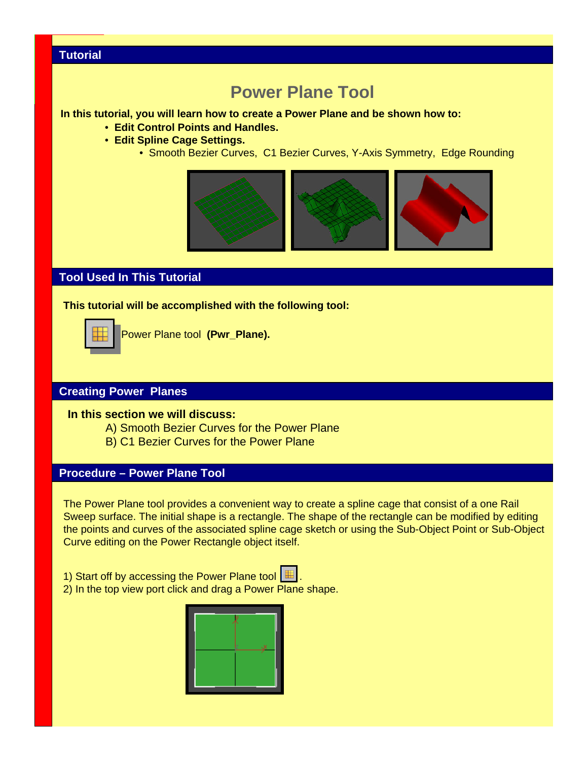## Tutorial

# Power Plane Tool

**In this tutorial, you will learn how to create a Power Plane and be shown how to:**

- **Edit Control Points and Handles.**
- **Edit Spline Cage Settings.**
  - Smooth Bezier Curves, C1 Bezier Curves, Y-Axis Symmetry, Edge Rounding

## Tool Used In This Tutorial

**This tutorial will be accomplished with the following tool:**

Power Plane tool **(Pwr_Plane).**

## Creating Power Planes

**In this section we will discuss:**

A) Smooth Bezier Curves for the Power Plane
B) C1 Bezier Curves for the Power Plane

## Procedure – Power Plane Tool

The Power Plane tool provides a convenient way to create a spline cage that consist of a one Rail Sweep surface. The initial shape is a rectangle. The shape of the rectangle can be modified by editing the points and curves of the associated spline cage sketch or using the Sub-Object Point or Sub-Object Curve editing on the Power Rectangle object itself.

1) Start off by accessing the Power Plane tool .
2) In the top view port click and drag a Power Plane shape.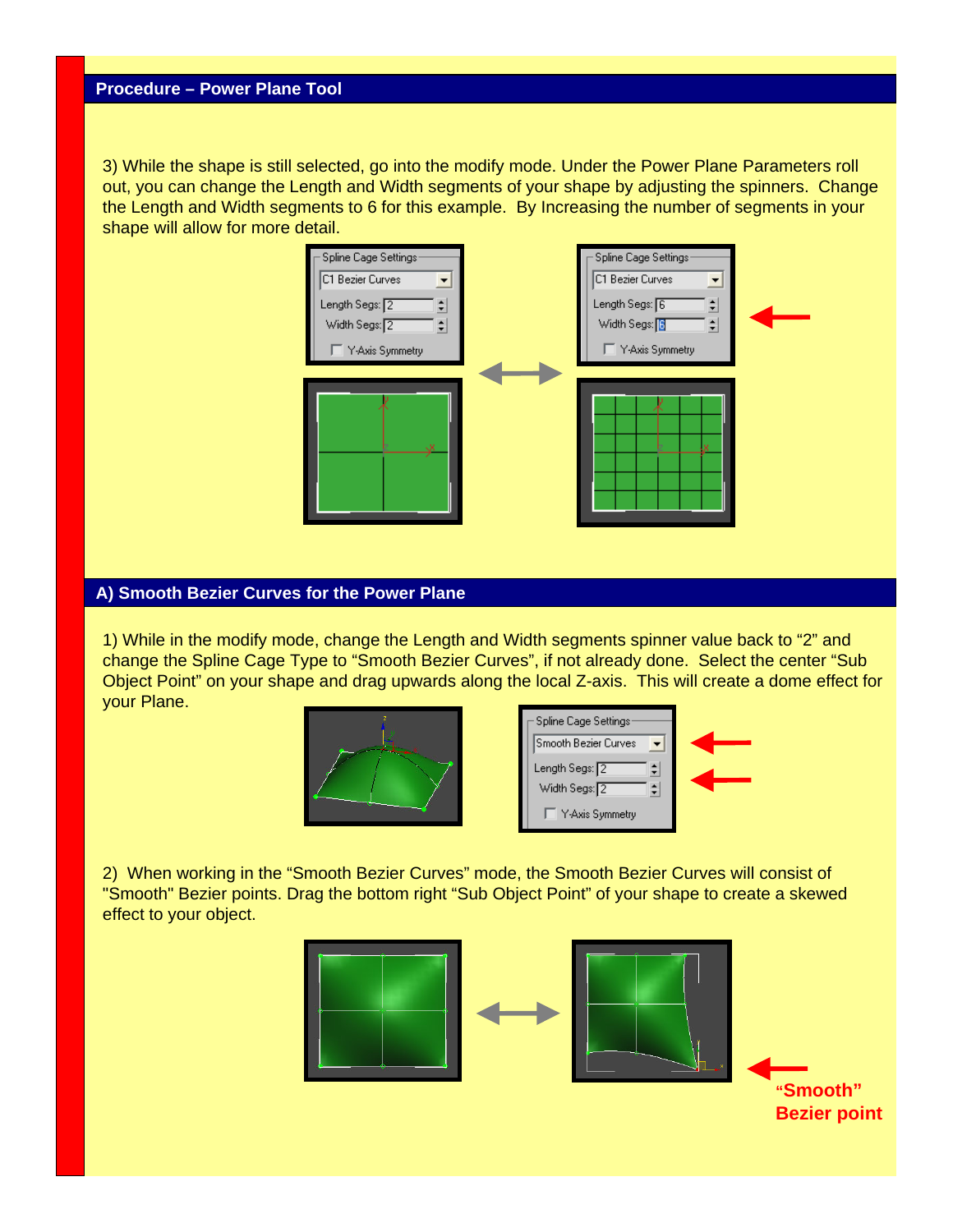## Procedure – Power Plane Tool

3) While the shape is still selected, go into the modify mode. Under the Power Plane Parameters roll out, you can change the Length and Width segments of your shape by adjusting the spinners. Change the Length and Width segments to 6 for this example. By Increasing the number of segments in your shape will allow for more detail.

## A) Smooth Bezier Curves for the Power Plane

1) While in the modify mode, change the Length and Width segments spinner value back to "2" and change the Spline Cage Type to "Smooth Bezier Curves", if not already done. Select the center "Sub Object Point" on your shape and drag upwards along the local Z-axis. This will create a dome effect for your Plane.

2) When working in the "Smooth Bezier Curves" mode, the Smooth Bezier Curves will consist of "Smooth" Bezier points. Drag the bottom right "Sub Object Point" of your shape to create a skewed effect to your object.

**"Smooth" Bezier point**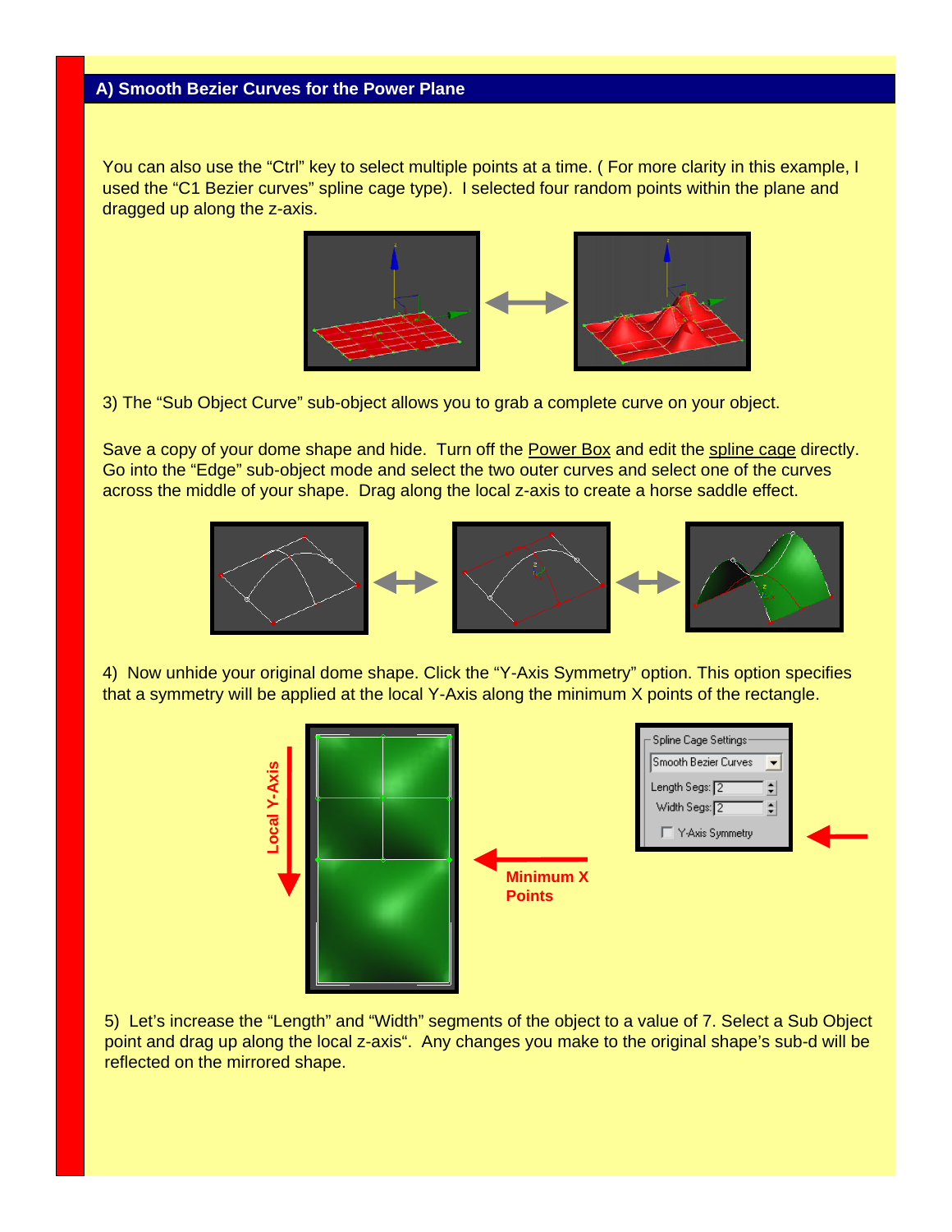## A) Smooth Bezier Curves for the Power Plane

You can also use the "Ctrl" key to select multiple points at a time. ( For more clarity in this example, I used the "C1 Bezier curves" spline cage type). I selected four random points within the plane and dragged up along the z-axis.

3) The "Sub Object Curve" sub-object allows you to grab a complete curve on your object.

Save a copy of your dome shape and hide. Turn off the Power Box and edit the spline cage directly. Go into the "Edge" sub-object mode and select the two outer curves and select one of the curves across the middle of your shape. Drag along the local z-axis to create a horse saddle effect.

4) Now unhide your original dome shape. Click the "Y-Axis Symmetry" option. This option specifies that a symmetry will be applied at the local Y-Axis along the minimum X points of the rectangle.

5) Let's increase the "Length" and "Width" segments of the object to a value of 7. Select a Sub Object point and drag up along the local z-axis". Any changes you make to the original shape's sub-d will be reflected on the mirrored shape.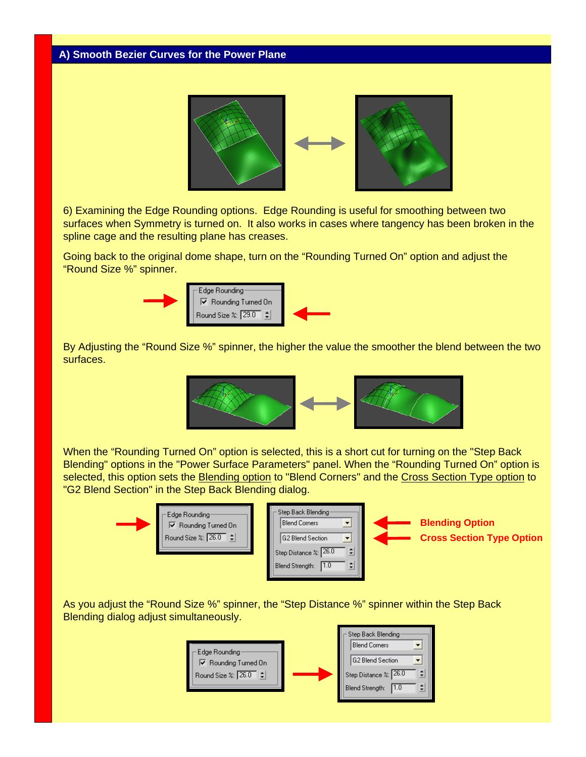## A) Smooth Bezier Curves for the Power Plane

6) Examining the Edge Rounding options. Edge Rounding is useful for smoothing between two surfaces when Symmetry is turned on. It also works in cases where tangency has been broken in the spline cage and the resulting plane has creases.

Going back to the original dome shape, turn on the “Rounding Turned On” option and adjust the “Round Size %” spinner.

By Adjusting the “Round Size %” spinner, the higher the value the smoother the blend between the two surfaces.

When the “Rounding Turned On” option is selected, this is a short cut for turning on the "Step Back Blending" options in the "Power Surface Parameters" panel. When the “Rounding Turned On” option is selected, this option sets the Blending option to "Blend Corners" and the Cross Section Type option to "G2 Blend Section" in the Step Back Blending dialog.

**Blending Option**

**Cross Section Type Option**

As you adjust the “Round Size %” spinner, the “Step Distance %” spinner within the Step Back Blending dialog adjust simultaneously.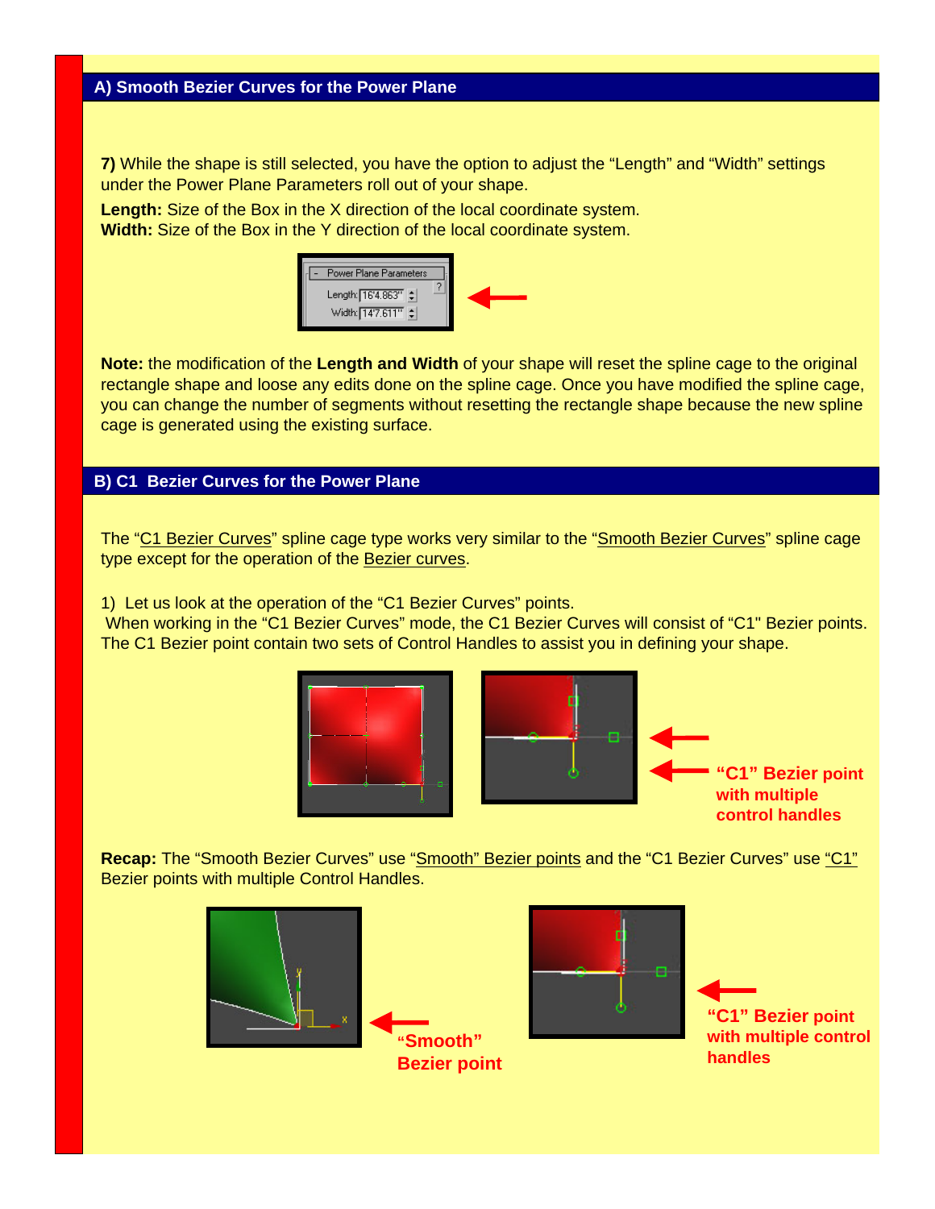## A) Smooth Bezier Curves for the Power Plane

**7)** While the shape is still selected, you have the option to adjust the “Length” and “Width” settings under the Power Plane Parameters roll out of your shape.

**Length:** Size of the Box in the X direction of the local coordinate system.
**Width:** Size of the Box in the Y direction of the local coordinate system.

**Note:** the modification of the **Length and Width** of your shape will reset the spline cage to the original rectangle shape and loose any edits done on the spline cage. Once you have modified the spline cage, you can change the number of segments without resetting the rectangle shape because the new spline cage is generated using the existing surface.

## B) C1 Bezier Curves for the Power Plane

The “C1 Bezier Curves” spline cage type works very similar to the “Smooth Bezier Curves” spline cage type except for the operation of the Bezier curves.

1) Let us look at the operation of the “C1 Bezier Curves” points.
When working in the “C1 Bezier Curves” mode, the C1 Bezier Curves will consist of “C1" Bezier points. The C1 Bezier point contain two sets of Control Handles to assist you in defining your shape.

**“C1” Bezier point with multiple control handles**

**Recap:** The “Smooth Bezier Curves” use “Smooth” Bezier points and the “C1 Bezier Curves” use “C1” Bezier points with multiple Control Handles.

**“Smooth” Bezier point**

**“C1” Bezier point with multiple control handles**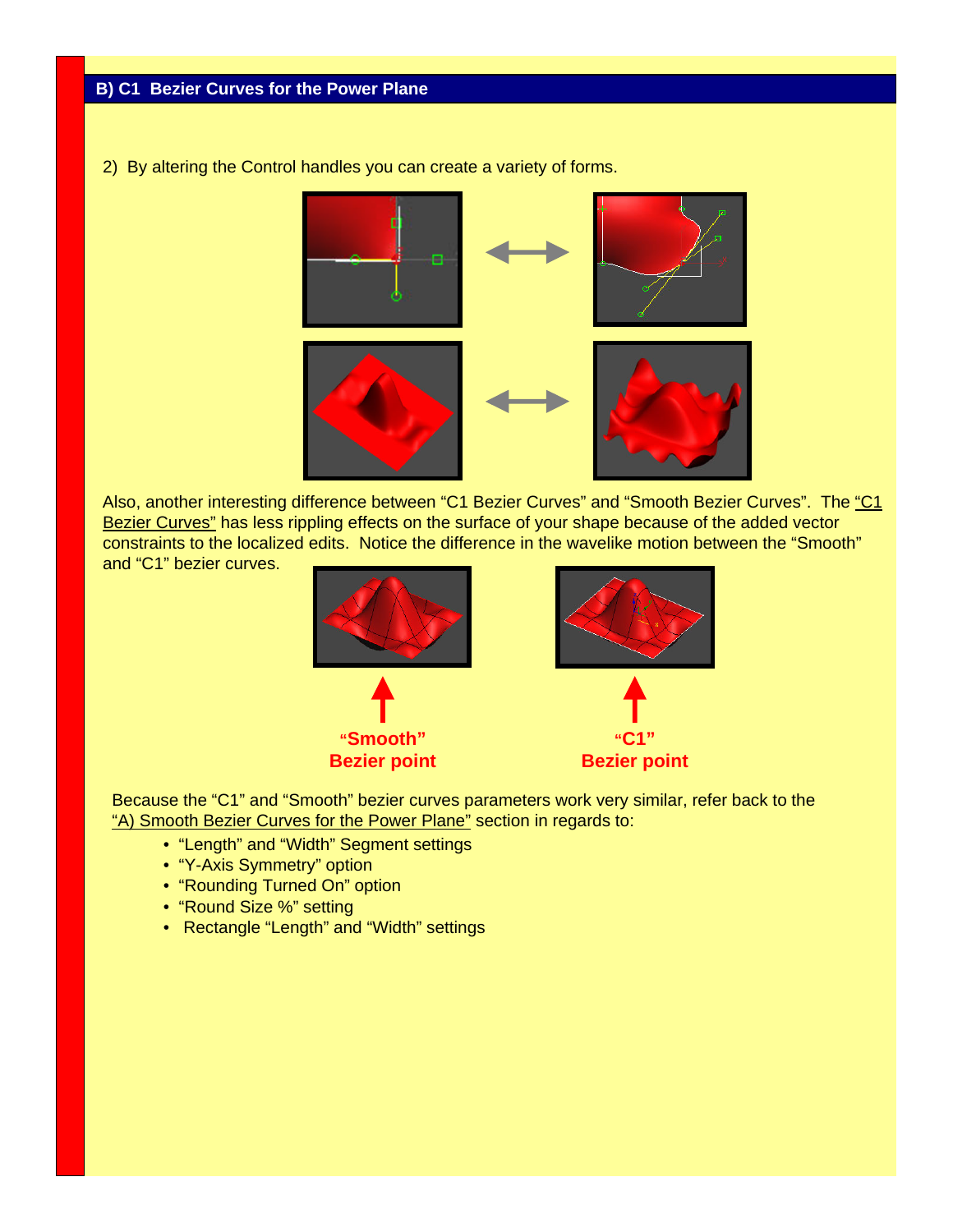## B) C1 Bezier Curves for the Power Plane

2) By altering the Control handles you can create a variety of forms.

Also, another interesting difference between “C1 Bezier Curves” and “Smooth Bezier Curves”. The “C1 Bezier Curves” has less rippling effects on the surface of your shape because of the added vector constraints to the localized edits. Notice the difference in the wavelike motion between the “Smooth” and “C1” bezier curves.

**“Smooth” Bezier point**

**“C1” Bezier point**

Because the “C1” and “Smooth” bezier curves parameters work very similar, refer back to the “A) Smooth Bezier Curves for the Power Plane” section in regards to:

- “Length” and “Width” Segment settings
- “Y-Axis Symmetry” option
- “Rounding Turned On” option
- “Round Size %” setting
- Rectangle “Length” and “Width” settings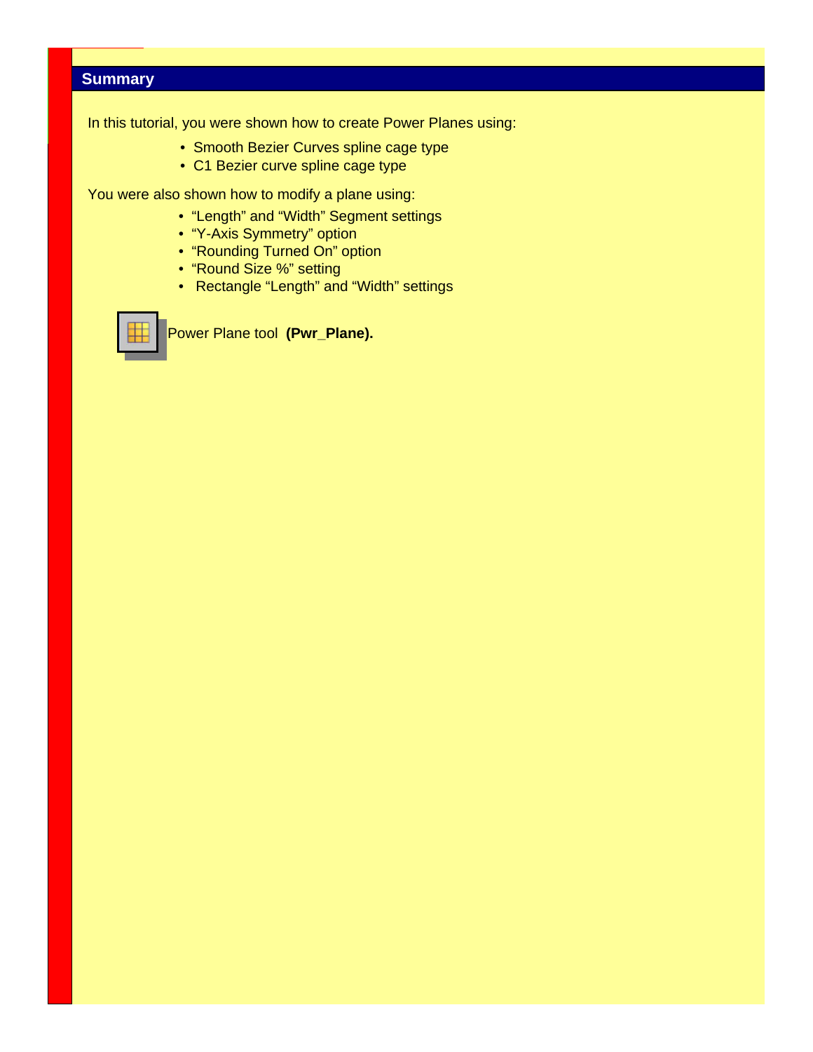## Summary

In this tutorial, you were shown how to create Power Planes using:

- Smooth Bezier Curves spline cage type
- C1 Bezier curve spline cage type

You were also shown how to modify a plane using:

- “Length” and “Width” Segment settings
- “Y-Axis Symmetry” option
- “Rounding Turned On” option
- “Round Size %” setting
- Rectangle “Length” and “Width” settings

Power Plane tool **(Pwr_Plane).**